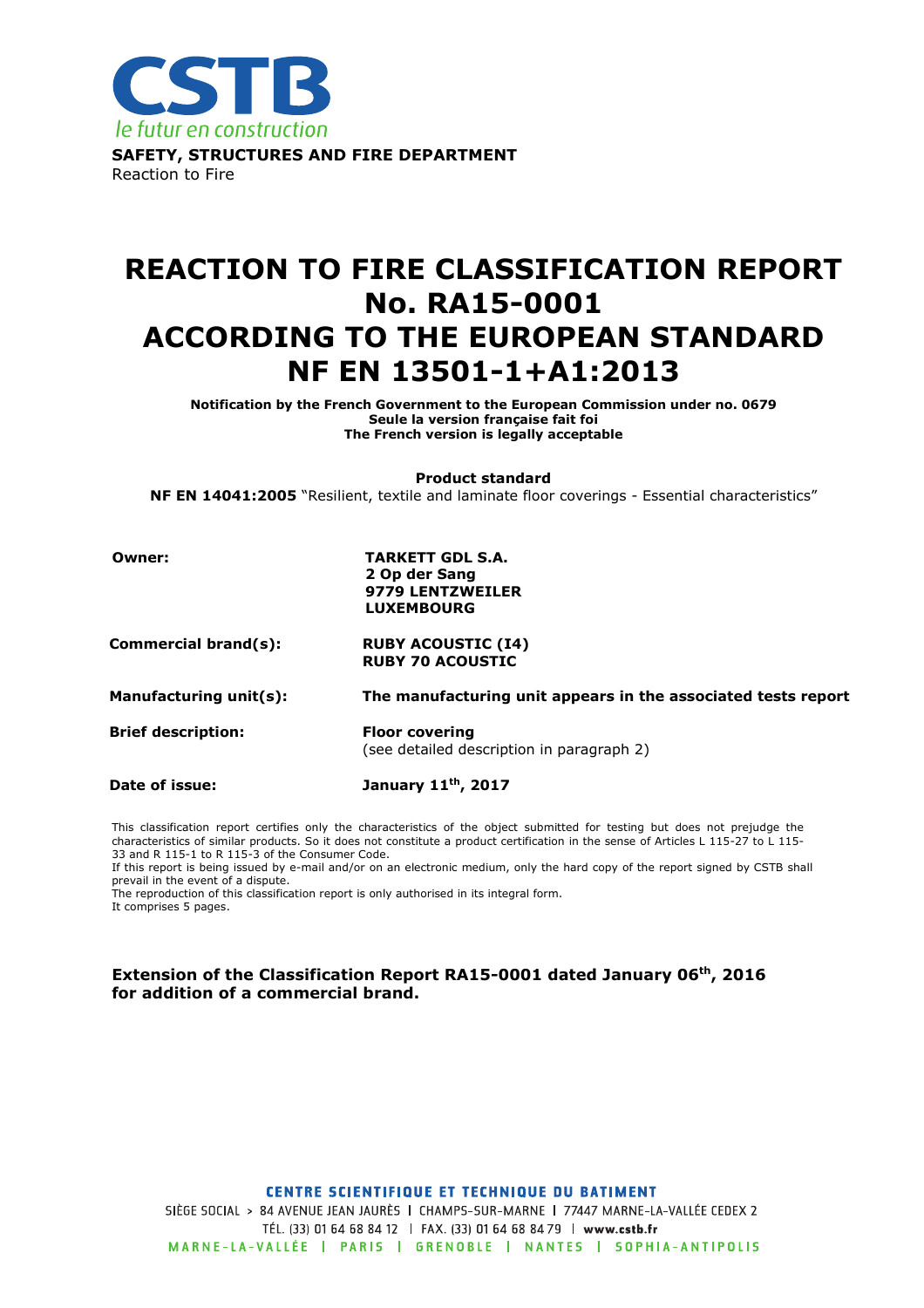CSTB

*le futur en construction*

**SAFETY, STRUCTURES AND FIRE DEPARTMENT**

Reaction to Fire

# REACTION TO FIRE CLASSIFICATION REPORT No. RA15-0001 ACCORDING TO THE EUROPEAN STANDARD NF EN 13501-1+A1:2013

**Notification by the French Government to the European Commission under no. 0679**
**Seule la version française fait foi**
**The French version is legally acceptable**

**Product standard**
**NF EN 14041:2005** "Resilient, textile and laminate floor coverings - Essential characteristics"

| | |
|---|---|
| **Owner:** | **TARKETT GDL S.A.**<br>**2 Op der Sang**<br>**9779 LENTZWEILER**<br>**LUXEMBOURG** |
| **Commercial brand(s):** | **RUBY ACOUSTIC (I4)**<br>**RUBY 70 ACOUSTIC** |
| **Manufacturing unit(s):** | **The manufacturing unit appears in the associated tests report** |
| **Brief description:** | **Floor covering**<br>(see detailed description in paragraph 2) |
| **Date of issue:** | **January 11th, 2017** |

This classification report certifies only the characteristics of the object submitted for testing but does not prejudge the characteristics of similar products. So it does not constitute a product certification in the sense of Articles L 115-27 to L 115-33 and R 115-1 to R 115-3 of the Consumer Code.
If this report is being issued by e-mail and/or on an electronic medium, only the hard copy of the report signed by CSTB shall prevail in the event of a dispute.
The reproduction of this classification report is only authorised in its integral form.
It comprises 5 pages.

**Extension of the Classification Report RA15-0001 dated January 06th, 2016 for addition of a commercial brand.**

CENTRE SCIENTIFIQUE ET TECHNIQUE DU BATIMENT
SIÈGE SOCIAL > 84 AVENUE JEAN JAURÈS | CHAMPS-SUR-MARNE | 77447 MARNE-LA-VALLÉE CEDEX 2
TÉL. (33) 01 64 68 84 12 | FAX. (33) 01 64 68 84 79 | www.cstb.fr
MARNE-LA-VALLÉE | PARIS | GRENOBLE | NANTES | SOPHIA-ANTIPOLIS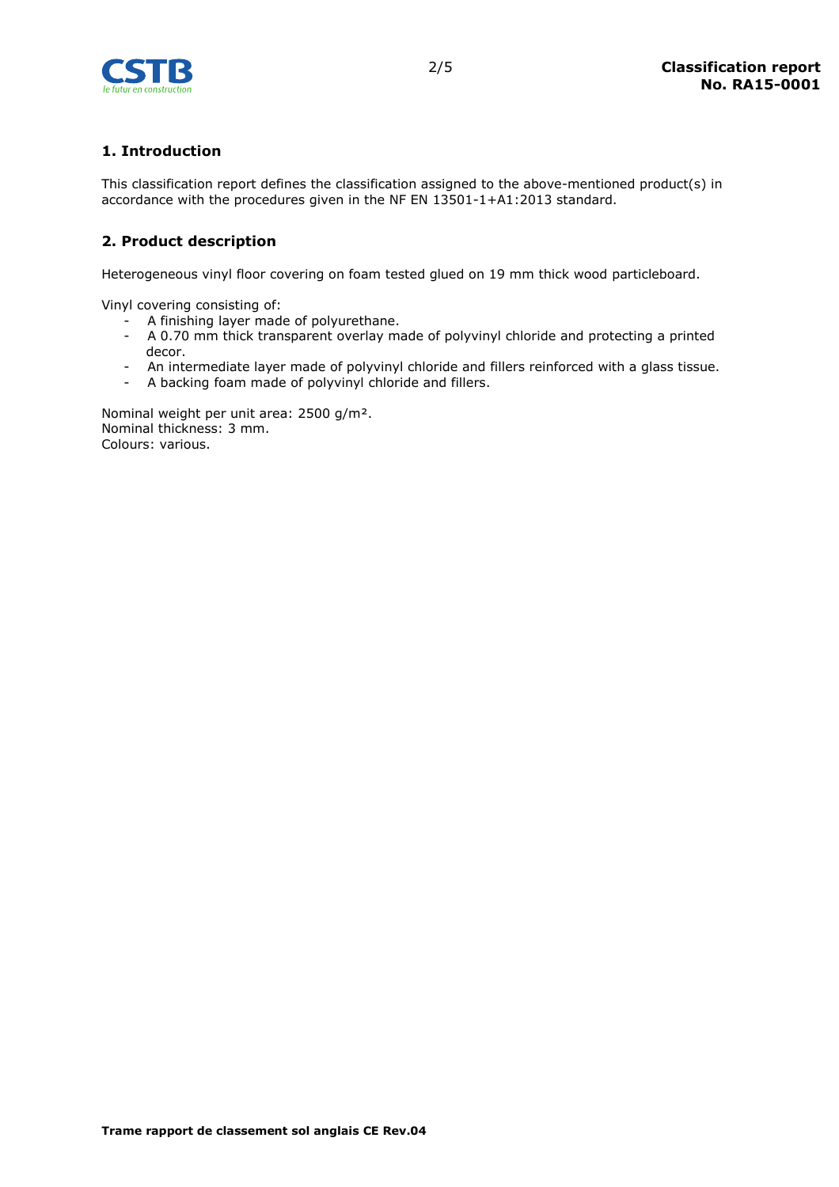## 1. Introduction

This classification report defines the classification assigned to the above-mentioned product(s) in accordance with the procedures given in the NF EN 13501-1+A1:2013 standard.

## 2. Product description

Heterogeneous vinyl floor covering on foam tested glued on 19 mm thick wood particleboard.

Vinyl covering consisting of:

- A finishing layer made of polyurethane.
- A 0.70 mm thick transparent overlay made of polyvinyl chloride and protecting a printed decor.
- An intermediate layer made of polyvinyl chloride and fillers reinforced with a glass tissue.
- A backing foam made of polyvinyl chloride and fillers.

Nominal weight per unit area: 2500 g/m².
Nominal thickness: 3 mm.
Colours: various.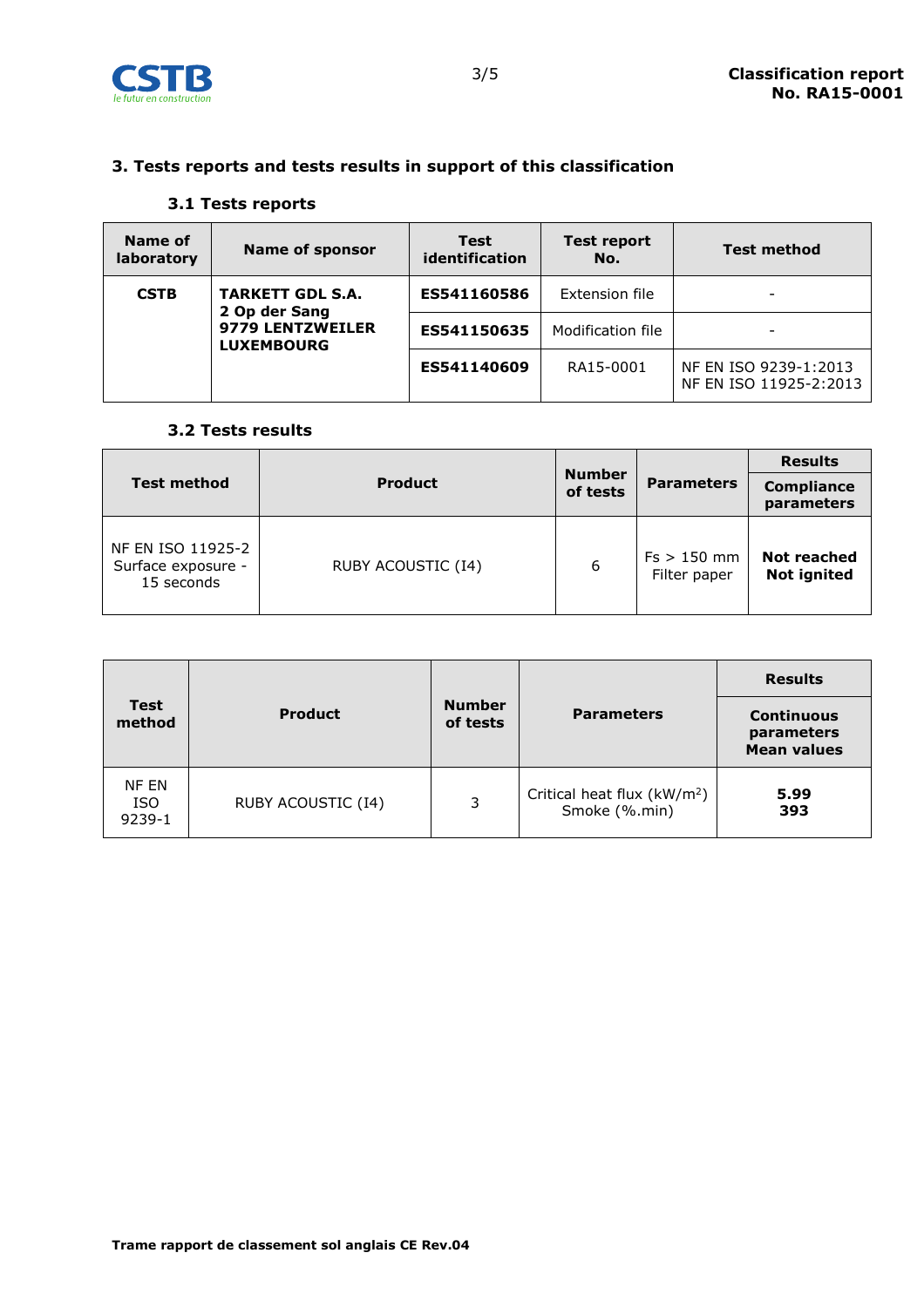## 3. Tests reports and tests results in support of this classification

### 3.1 Tests reports

| Name of laboratory | Name of sponsor | Test identification | Test report No. | Test method |
|---|---|---|---|---|
| **CSTB** | **TARKETT GDL S.A.**<br>**2 Op der Sang**<br>**9779 LENTZWEILER**<br>**LUXEMBOURG** | **ES541160586** | Extension file | - |
| | | **ES541150635** | Modification file | - |
| | | **ES541140609** | RA15-0001 | NF EN ISO 9239-1:2013<br>NF EN ISO 11925-2:2013 |

### 3.2 Tests results

| Test method | Product | Number of tests | Parameters | Results |
|---|---|---|---|---|
| | | | | **Compliance parameters** |
| NF EN ISO 11925-2 Surface exposure - 15 seconds | RUBY ACOUSTIC (I4) | 6 | Fs > 150 mm<br>Filter paper | **Not reached**<br>**Not ignited** |

| Test method | Product | Number of tests | Parameters | Results |
|---|---|---|---|---|
| | | | | **Continuous parameters Mean values** |
| NF EN ISO 9239-1 | RUBY ACOUSTIC (I4) | 3 | Critical heat flux (kW/m$^2$)<br>Smoke (%.min) | **5.99**<br>**393** |

**Trame rapport de classement sol anglais CE Rev.04**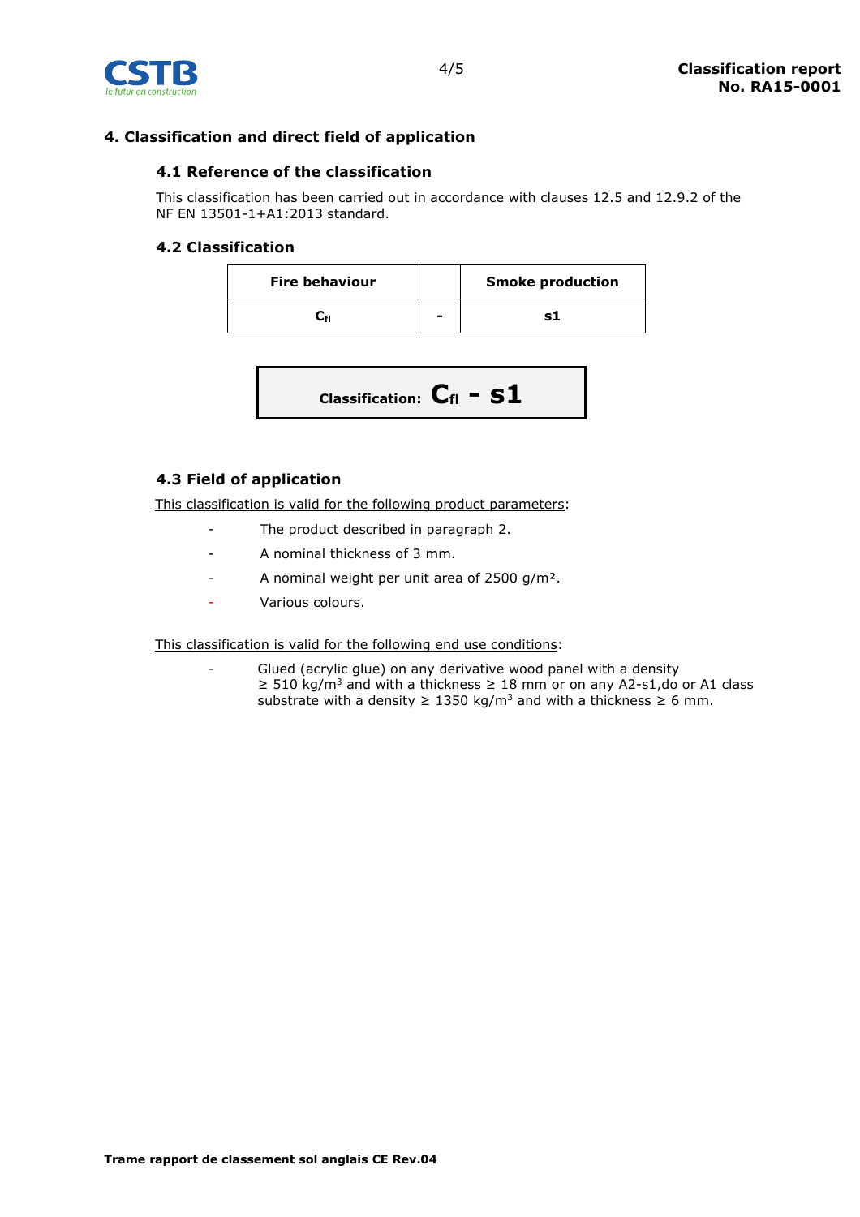## 4. Classification and direct field of application

### 4.1 Reference of the classification

This classification has been carried out in accordance with clauses 12.5 and 12.9.2 of the NF EN 13501-1+A1:2013 standard.

### 4.2 Classification

| Fire behaviour | | Smoke production |
|---|---|---|
| $C_{fl}$ | - | s1 |

**Classification: $C_{fl}$ - s1**

### 4.3 Field of application

This classification is valid for the following product parameters:

- The product described in paragraph 2.
- A nominal thickness of 3 mm.
- A nominal weight per unit area of 2500 g/m².
- Various colours.

This classification is valid for the following end use conditions:

- Glued (acrylic glue) on any derivative wood panel with a density ≥ 510 kg/m³ and with a thickness ≥ 18 mm or on any A2-s1,do or A1 class substrate with a density ≥ 1350 kg/m³ and with a thickness ≥ 6 mm.

Trame rapport de classement sol anglais CE Rev.04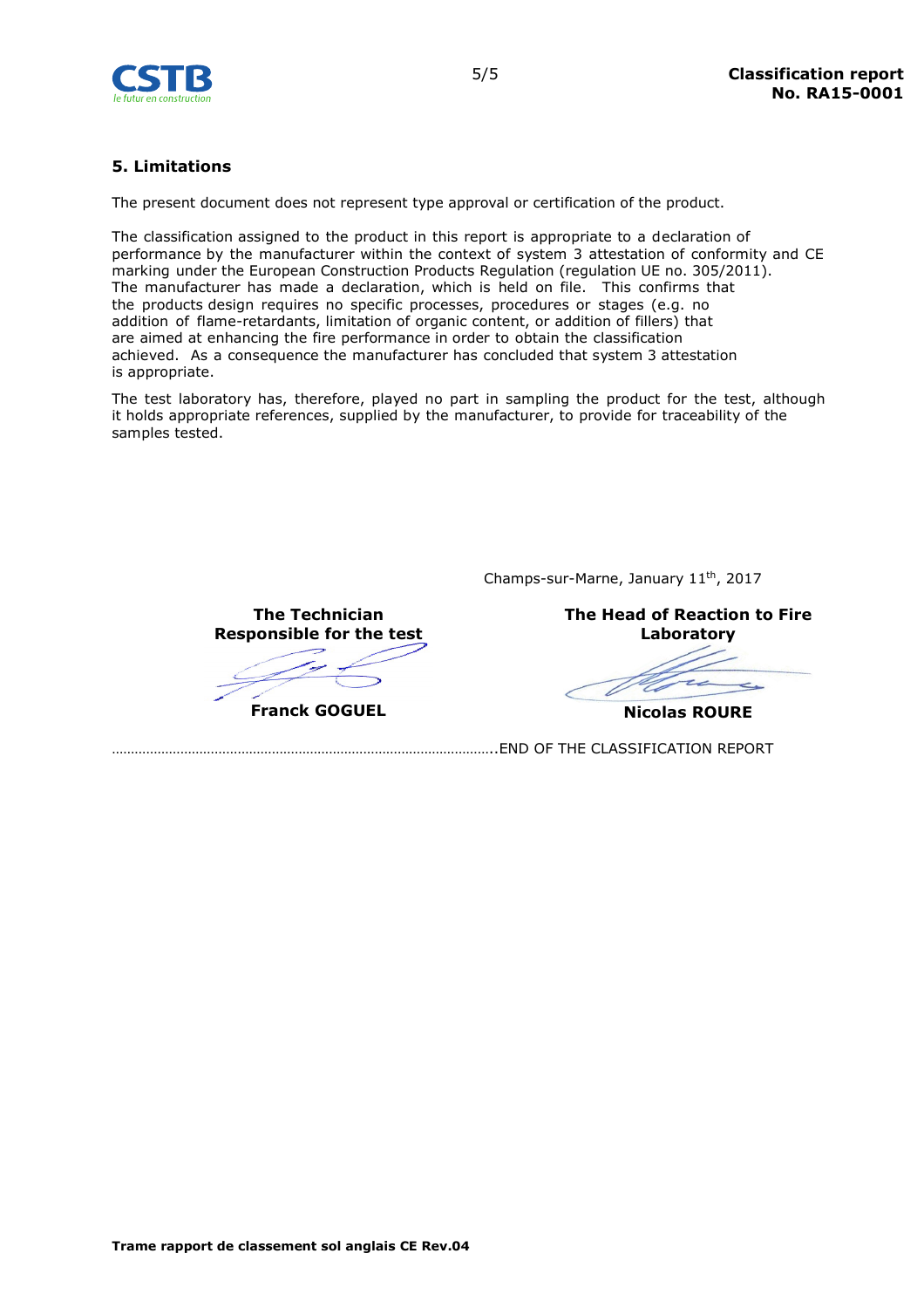## 5. Limitations

The present document does not represent type approval or certification of the product.

The classification assigned to the product in this report is appropriate to a declaration of performance by the manufacturer within the context of system 3 attestation of conformity and CE marking under the European Construction Products Regulation (regulation UE no. 305/2011). The manufacturer has made a declaration, which is held on file. This confirms that the products design requires no specific processes, procedures or stages (e.g. no addition of flame-retardants, limitation of organic content, or addition of fillers) that are aimed at enhancing the fire performance in order to obtain the classification achieved. As a consequence the manufacturer has concluded that system 3 attestation is appropriate.

The test laboratory has, therefore, played no part in sampling the product for the test, although it holds appropriate references, supplied by the manufacturer, to provide for traceability of the samples tested.

Champs-sur-Marne, January 11th, 2017

| | |
|---|---|
| **The Technician Responsible for the test** | **The Head of Reaction to Fire Laboratory** |
| **Franck GOGUEL** | **Nicolas ROURE** |

……………………………………………………………………………………..END OF THE CLASSIFICATION REPORT

**Trame rapport de classement sol anglais CE Rev.04**